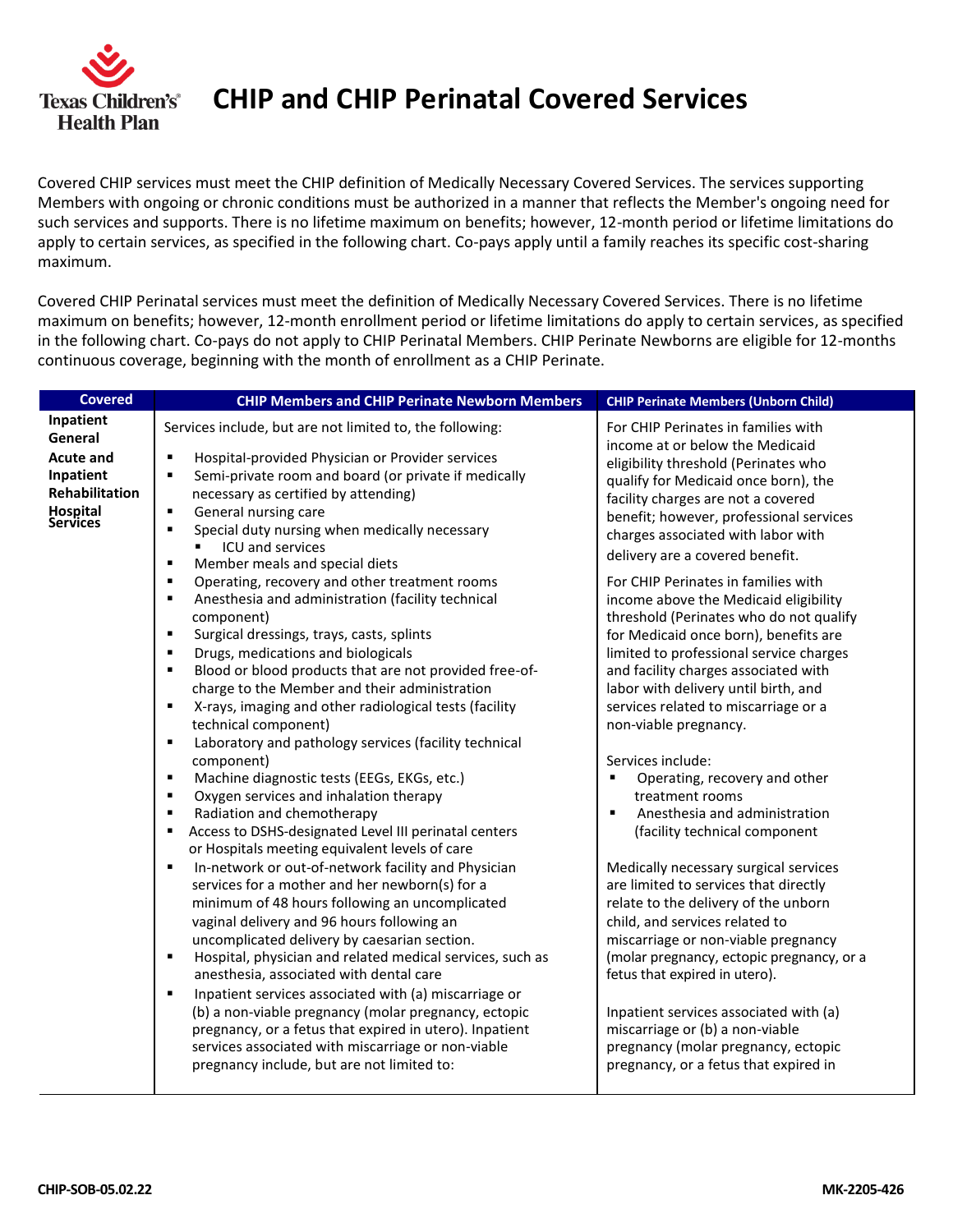# CHIP and CHIP Perinatal Covered Services

Covered CHIP services must meet the CHIP definition of Medically Necessary Covered Services. The services supporting Members with ongoing or chronic conditions must be authorized in a manner that reflects the Member's ongoing need for such services and supports. There is no lifetime maximum on benefits; however, 12-month period or lifetime limitations do apply to certain services, as specified in the following chart. Co-pays apply until a family reaches its specific cost-sharing maximum.

Covered CHIP Perinatal services must meet the definition of Medically Necessary Covered Services. There is no lifetime maximum on benefits; however, 12-month enrollment period or lifetime limitations do apply to certain services, as specified in the following chart. Co-pays do not apply to CHIP Perinatal Members. CHIP Perinate Newborns are eligible for 12-months continuous coverage, beginning with the month of enrollment as a CHIP Perinate.

| Covered | CHIP Members and CHIP Perinate Newborn Members | CHIP Perinate Members (Unborn Child) |
|---|---|---|
| **Inpatient General Acute and Inpatient Rehabilitation Hospital Services** | Services include, but are not limited to, the following:<br>▪ Hospital-provided Physician or Provider services<br>▪ Semi-private room and board (or private if medically necessary as certified by attending)<br>▪ General nursing care<br>▪ Special duty nursing when medically necessary<br>&nbsp;&nbsp;&nbsp;&nbsp;▪ ICU and services<br>▪ Member meals and special diets<br>▪ Operating, recovery and other treatment rooms<br>▪ Anesthesia and administration (facility technical component)<br>▪ Surgical dressings, trays, casts, splints<br>▪ Drugs, medications and biologicals<br>▪ Blood or blood products that are not provided free-of-charge to the Member and their administration<br>▪ X-rays, imaging and other radiological tests (facility technical component)<br>▪ Laboratory and pathology services (facility technical component)<br>▪ Machine diagnostic tests (EEGs, EKGs, etc.)<br>▪ Oxygen services and inhalation therapy<br>▪ Radiation and chemotherapy<br>▪ Access to DSHS-designated Level III perinatal centers or Hospitals meeting equivalent levels of care<br>▪ In-network or out-of-network facility and Physician services for a mother and her newborn(s) for a minimum of 48 hours following an uncomplicated vaginal delivery and 96 hours following an uncomplicated delivery by caesarian section.<br>▪ Hospital, physician and related medical services, such as anesthesia, associated with dental care<br>▪ Inpatient services associated with (a) miscarriage or (b) a non-viable pregnancy (molar pregnancy, ectopic pregnancy, or a fetus that expired in utero). Inpatient services associated with miscarriage or non-viable pregnancy include, but are not limited to: | For CHIP Perinates in families with income at or below the Medicaid eligibility threshold (Perinates who qualify for Medicaid once born), the facility charges are not a covered benefit; however, professional services charges associated with labor with delivery are a covered benefit.<br><br>For CHIP Perinates in families with income above the Medicaid eligibility threshold (Perinates who do not qualify for Medicaid once born), benefits are limited to professional service charges and facility charges associated with labor with delivery until birth, and services related to miscarriage or a non-viable pregnancy.<br><br>Services include:<br>▪ Operating, recovery and other treatment rooms<br>▪ Anesthesia and administration (facility technical component<br><br>Medically necessary surgical services are limited to services that directly relate to the delivery of the unborn child, and services related to miscarriage or non-viable pregnancy (molar pregnancy, ectopic pregnancy, or a fetus that expired in utero).<br><br>Inpatient services associated with (a) miscarriage or (b) a non-viable pregnancy (molar pregnancy, ectopic pregnancy, or a fetus that expired in |

CHIP-SOB-05.02.22 MK-2205-426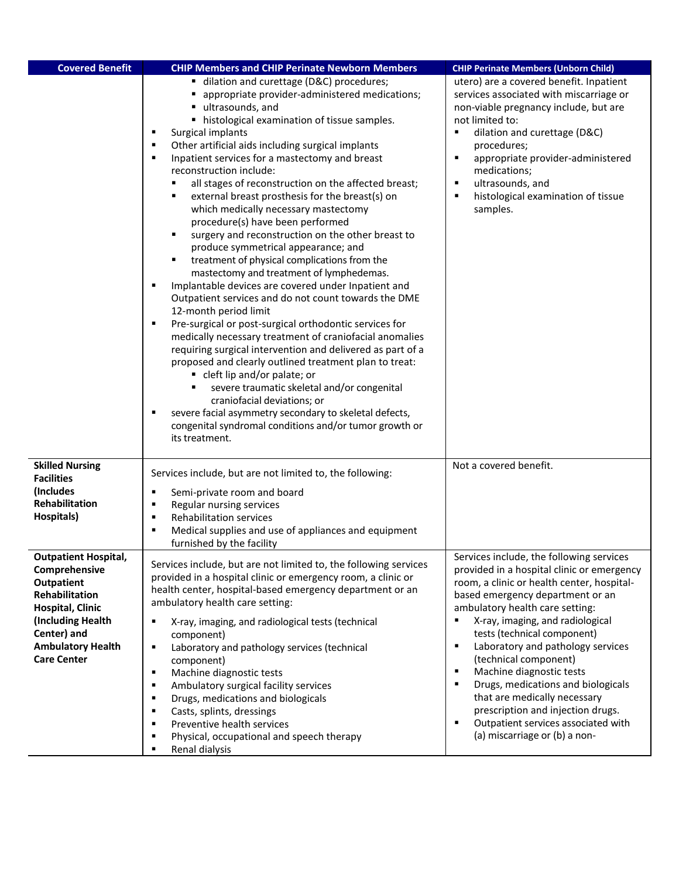| Covered Benefit | CHIP Members and CHIP Perinate Newborn Members | CHIP Perinate Members (Unborn Child) |
|---|---|---|
| | ▪ dilation and curettage (D&C) procedures;<br>▪ appropriate provider-administered medications;<br>▪ ultrasounds, and<br>▪ histological examination of tissue samples.<br>▪ Surgical implants<br>▪ Other artificial aids including surgical implants<br>▪ Inpatient services for a mastectomy and breast reconstruction include:<br>▪ all stages of reconstruction on the affected breast;<br>▪ external breast prosthesis for the breast(s) on which medically necessary mastectomy procedure(s) have been performed<br>▪ surgery and reconstruction on the other breast to produce symmetrical appearance; and<br>▪ treatment of physical complications from the mastectomy and treatment of lymphedemas.<br>▪ Implantable devices are covered under Inpatient and Outpatient services and do not count towards the DME 12-month period limit<br>▪ Pre-surgical or post-surgical orthodontic services for medically necessary treatment of craniofacial anomalies requiring surgical intervention and delivered as part of a proposed and clearly outlined treatment plan to treat:<br>▪ cleft lip and/or palate; or<br>▪ severe traumatic skeletal and/or congenital craniofacial deviations; or<br>▪ severe facial asymmetry secondary to skeletal defects, congenital syndromal conditions and/or tumor growth or its treatment. | utero) are a covered benefit. Inpatient services associated with miscarriage or non-viable pregnancy include, but are not limited to:<br>▪ dilation and curettage (D&C) procedures;<br>▪ appropriate provider-administered medications;<br>▪ ultrasounds, and<br>▪ histological examination of tissue samples. |
| **Skilled Nursing Facilities (Includes Rehabilitation Hospitals)** | Services include, but are not limited to, the following:<br>▪ Semi-private room and board<br>▪ Regular nursing services<br>▪ Rehabilitation services<br>▪ Medical supplies and use of appliances and equipment furnished by the facility | Not a covered benefit. |
| **Outpatient Hospital, Comprehensive Outpatient Rehabilitation Hospital, Clinic (Including Health Center) and Ambulatory Health Care Center** | Services include, but are not limited to, the following services provided in a hospital clinic or emergency room, a clinic or health center, hospital-based emergency department or an ambulatory health care setting:<br>▪ X-ray, imaging, and radiological tests (technical component)<br>▪ Laboratory and pathology services (technical component)<br>▪ Machine diagnostic tests<br>▪ Ambulatory surgical facility services<br>▪ Drugs, medications and biologicals<br>▪ Casts, splints, dressings<br>▪ Preventive health services<br>▪ Physical, occupational and speech therapy<br>▪ Renal dialysis | Services include, the following services provided in a hospital clinic or emergency room, a clinic or health center, hospital-based emergency department or an ambulatory health care setting:<br>▪ X-ray, imaging, and radiological tests (technical component)<br>▪ Laboratory and pathology services (technical component)<br>▪ Machine diagnostic tests<br>▪ Drugs, medications and biologicals that are medically necessary prescription and injection drugs.<br>▪ Outpatient services associated with (a) miscarriage or (b) a non- |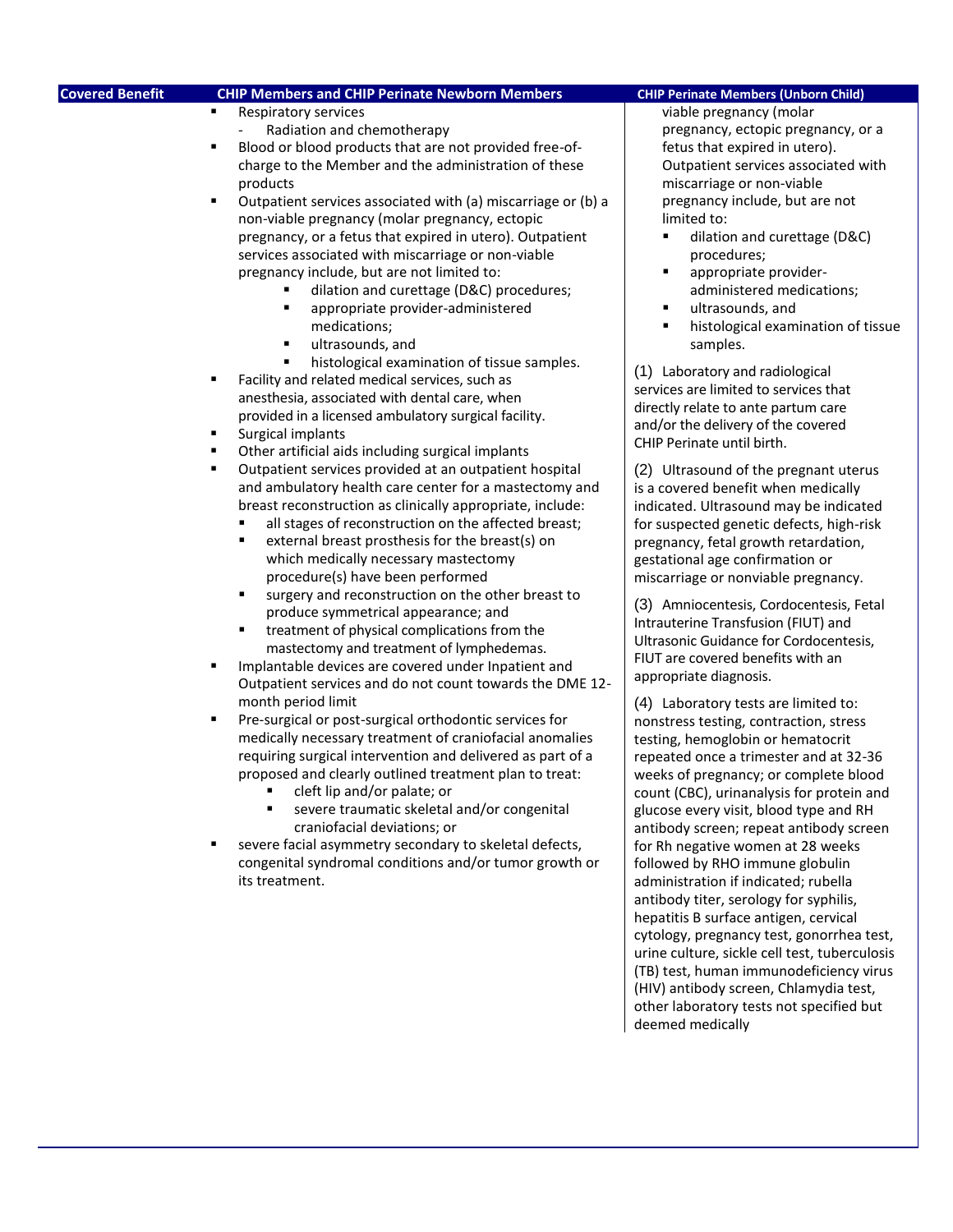| Covered Benefit | CHIP Members and CHIP Perinate Newborn Members | CHIP Perinate Members (Unborn Child) |
|---|---|---|
| | ▪ Respiratory services<br>&nbsp;&nbsp;- Radiation and chemotherapy<br>▪ Blood or blood products that are not provided free-of-charge to the Member and the administration of these products<br>▪ Outpatient services associated with (a) miscarriage or (b) a non-viable pregnancy (molar pregnancy, ectopic pregnancy, or a fetus that expired in utero). Outpatient services associated with miscarriage or non-viable pregnancy include, but are not limited to:<br>&nbsp;&nbsp;▪ dilation and curettage (D&C) procedures;<br>&nbsp;&nbsp;▪ appropriate provider-administered medications;<br>&nbsp;&nbsp;▪ ultrasounds, and<br>&nbsp;&nbsp;▪ histological examination of tissue samples.<br>▪ Facility and related medical services, such as anesthesia, associated with dental care, when provided in a licensed ambulatory surgical facility.<br>▪ Surgical implants<br>▪ Other artificial aids including surgical implants<br>▪ Outpatient services provided at an outpatient hospital and ambulatory health care center for a mastectomy and breast reconstruction as clinically appropriate, include:<br>&nbsp;&nbsp;▪ all stages of reconstruction on the affected breast;<br>&nbsp;&nbsp;▪ external breast prosthesis for the breast(s) on which medically necessary mastectomy procedure(s) have been performed<br>&nbsp;&nbsp;▪ surgery and reconstruction on the other breast to produce symmetrical appearance; and<br>&nbsp;&nbsp;▪ treatment of physical complications from the mastectomy and treatment of lymphedemas.<br>▪ Implantable devices are covered under Inpatient and Outpatient services and do not count towards the DME 12-month period limit<br>▪ Pre-surgical or post-surgical orthodontic services for medically necessary treatment of craniofacial anomalies requiring surgical intervention and delivered as part of a proposed and clearly outlined treatment plan to treat:<br>&nbsp;&nbsp;▪ cleft lip and/or palate; or<br>&nbsp;&nbsp;▪ severe traumatic skeletal and/or congenital craniofacial deviations; or<br>▪ severe facial asymmetry secondary to skeletal defects, congenital syndromal conditions and/or tumor growth or its treatment. | viable pregnancy (molar pregnancy, ectopic pregnancy, or a fetus that expired in utero). Outpatient services associated with miscarriage or non-viable pregnancy include, but are not limited to:<br>&nbsp;&nbsp;▪ dilation and curettage (D&C) procedures;<br>&nbsp;&nbsp;▪ appropriate provider-administered medications;<br>&nbsp;&nbsp;▪ ultrasounds, and<br>&nbsp;&nbsp;▪ histological examination of tissue samples.<br><br>(1) Laboratory and radiological services are limited to services that directly relate to ante partum care and/or the delivery of the covered CHIP Perinate until birth.<br><br>(2) Ultrasound of the pregnant uterus is a covered benefit when medically indicated. Ultrasound may be indicated for suspected genetic defects, high-risk pregnancy, fetal growth retardation, gestational age confirmation or miscarriage or nonviable pregnancy.<br><br>(3) Amniocentesis, Cordocentesis, Fetal Intrauterine Transfusion (FIUT) and Ultrasonic Guidance for Cordocentesis, FIUT are covered benefits with an appropriate diagnosis.<br><br>(4) Laboratory tests are limited to: nonstress testing, contraction, stress testing, hemoglobin or hematocrit repeated once a trimester and at 32-36 weeks of pregnancy; or complete blood count (CBC), urinanalysis for protein and glucose every visit, blood type and RH antibody screen; repeat antibody screen for Rh negative women at 28 weeks followed by RHO immune globulin administration if indicated; rubella antibody titer, serology for syphilis, hepatitis B surface antigen, cervical cytology, pregnancy test, gonorrhea test, urine culture, sickle cell test, tuberculosis (TB) test, human immunodeficiency virus (HIV) antibody screen, Chlamydia test, other laboratory tests not specified but deemed medically |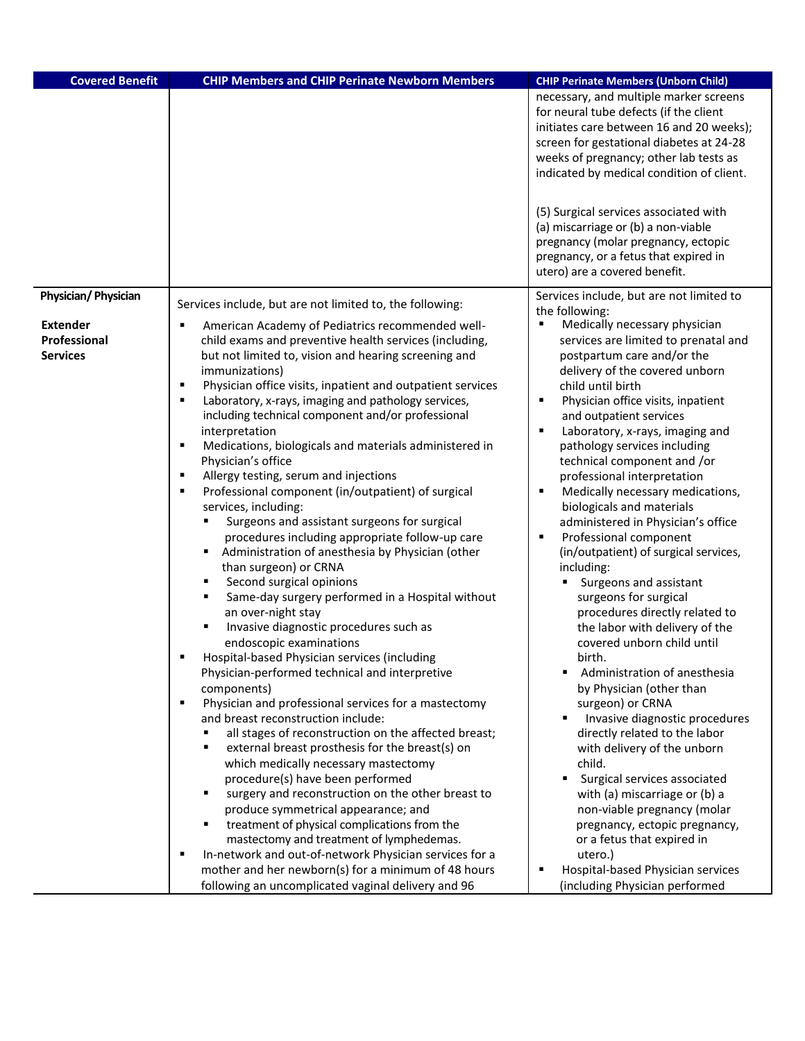| Covered Benefit | CHIP Members and CHIP Perinate Newborn Members | CHIP Perinate Members (Unborn Child) |
|---|---|---|
| | | necessary, and multiple marker screens for neural tube defects (if the client initiates care between 16 and 20 weeks); screen for gestational diabetes at 24-28 weeks of pregnancy; other lab tests as indicated by medical condition of client.<br><br>(5) Surgical services associated with (a) miscarriage or (b) a non-viable pregnancy (molar pregnancy, ectopic pregnancy, or a fetus that expired in utero) are a covered benefit. |
| **Physician/ Physician Extender Professional Services** | Services include, but are not limited to, the following:<br>▪ American Academy of Pediatrics recommended well-child exams and preventive health services (including, but not limited to, vision and hearing screening and immunizations)<br>▪ Physician office visits, inpatient and outpatient services<br>▪ Laboratory, x-rays, imaging and pathology services, including technical component and/or professional interpretation<br>▪ Medications, biologicals and materials administered in Physician's office<br>▪ Allergy testing, serum and injections<br>▪ Professional component (in/outpatient) of surgical services, including:<br>&nbsp;&nbsp;▪ Surgeons and assistant surgeons for surgical procedures including appropriate follow-up care<br>&nbsp;&nbsp;▪ Administration of anesthesia by Physician (other than surgeon) or CRNA<br>&nbsp;&nbsp;▪ Second surgical opinions<br>&nbsp;&nbsp;▪ Same-day surgery performed in a Hospital without an over-night stay<br>&nbsp;&nbsp;▪ Invasive diagnostic procedures such as endoscopic examinations<br>▪ Hospital-based Physician services (including Physician-performed technical and interpretive components)<br>▪ Physician and professional services for a mastectomy and breast reconstruction include:<br>&nbsp;&nbsp;▪ all stages of reconstruction on the affected breast;<br>&nbsp;&nbsp;▪ external breast prosthesis for the breast(s) on which medically necessary mastectomy procedure(s) have been performed<br>&nbsp;&nbsp;▪ surgery and reconstruction on the other breast to produce symmetrical appearance; and<br>&nbsp;&nbsp;▪ treatment of physical complications from the mastectomy and treatment of lymphedemas.<br>▪ In-network and out-of-network Physician services for a mother and her newborn(s) for a minimum of 48 hours following an uncomplicated vaginal delivery and 96 | Services include, but are not limited to the following:<br>▪ Medically necessary physician services are limited to prenatal and postpartum care and/or the delivery of the covered unborn child until birth<br>▪ Physician office visits, inpatient and outpatient services<br>▪ Laboratory, x-rays, imaging and pathology services including technical component and /or professional interpretation<br>▪ Medically necessary medications, biologicals and materials administered in Physician's office<br>▪ Professional component (in/outpatient) of surgical services, including:<br>&nbsp;&nbsp;▪ Surgeons and assistant surgeons for surgical procedures directly related to the labor with delivery of the covered unborn child until birth.<br>&nbsp;&nbsp;▪ Administration of anesthesia by Physician (other than surgeon) or CRNA<br>&nbsp;&nbsp;▪ Invasive diagnostic procedures directly related to the labor with delivery of the unborn child.<br>&nbsp;&nbsp;▪ Surgical services associated with (a) miscarriage or (b) a non-viable pregnancy (molar pregnancy, ectopic pregnancy, or a fetus that expired in utero.)<br>▪ Hospital-based Physician services (including Physician performed |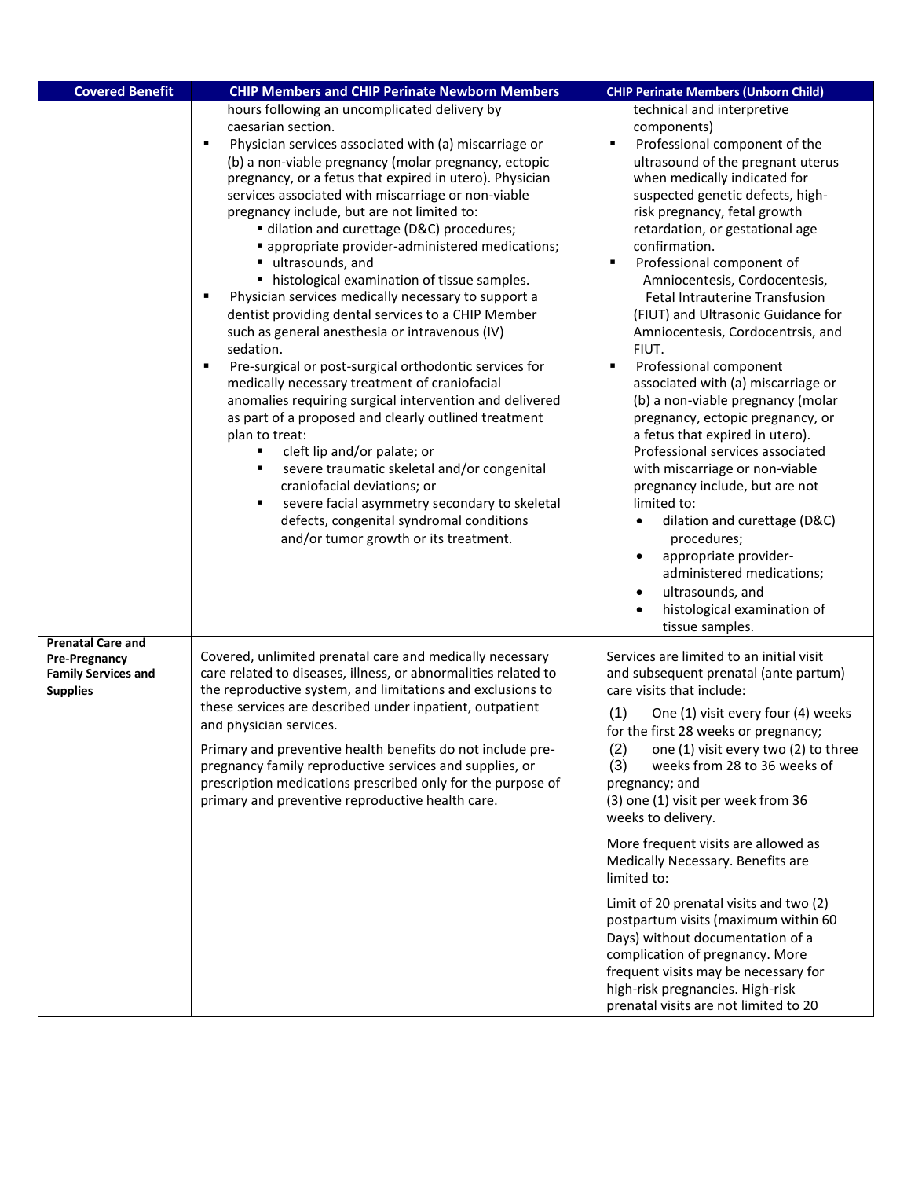| Covered Benefit | CHIP Members and CHIP Perinate Newborn Members | CHIP Perinate Members (Unborn Child) |
|---|---|---|
| | hours following an uncomplicated delivery by caesarian section.<br>▪ Physician services associated with (a) miscarriage or (b) a non-viable pregnancy (molar pregnancy, ectopic pregnancy, or a fetus that expired in utero). Physician services associated with miscarriage or non-viable pregnancy include, but are not limited to:<br>  ▪ dilation and curettage (D&C) procedures;<br>  ▪ appropriate provider-administered medications;<br>  ▪ ultrasounds, and<br>  ▪ histological examination of tissue samples.<br>▪ Physician services medically necessary to support a dentist providing dental services to a CHIP Member such as general anesthesia or intravenous (IV) sedation.<br>▪ Pre-surgical or post-surgical orthodontic services for medically necessary treatment of craniofacial anomalies requiring surgical intervention and delivered as part of a proposed and clearly outlined treatment plan to treat:<br>  ▪ cleft lip and/or palate; or<br>  ▪ severe traumatic skeletal and/or congenital craniofacial deviations; or<br>  ▪ severe facial asymmetry secondary to skeletal defects, congenital syndromal conditions and/or tumor growth or its treatment. | technical and interpretive components)<br>▪ Professional component of the ultrasound of the pregnant uterus when medically indicated for suspected genetic defects, high-risk pregnancy, fetal growth retardation, or gestational age confirmation.<br>▪ Professional component of Amniocentesis, Cordocentesis, Fetal Intrauterine Transfusion (FIUT) and Ultrasonic Guidance for Amniocentesis, Cordocentrsis, and FIUT.<br>▪ Professional component associated with (a) miscarriage or (b) a non-viable pregnancy (molar pregnancy, ectopic pregnancy, or a fetus that expired in utero). Professional services associated with miscarriage or non-viable pregnancy include, but are not limited to:<br>• dilation and curettage (D&C) procedures;<br>• appropriate provider-administered medications;<br>• ultrasounds, and<br>• histological examination of tissue samples. |
| **Prenatal Care and Pre-Pregnancy Family Services and Supplies** | Covered, unlimited prenatal care and medically necessary care related to diseases, illness, or abnormalities related to the reproductive system, and limitations and exclusions to these services are described under inpatient, outpatient and physician services.<br><br>Primary and preventive health benefits do not include pre-pregnancy family reproductive services and supplies, or prescription medications prescribed only for the purpose of primary and preventive reproductive health care. | Services are limited to an initial visit and subsequent prenatal (ante partum) care visits that include:<br>(1) One (1) visit every four (4) weeks for the first 28 weeks or pregnancy;<br>(2) one (1) visit every two (2) to three<br>(3) weeks from 28 to 36 weeks of pregnancy; and<br>(3) one (1) visit per week from 36 weeks to delivery.<br><br>More frequent visits are allowed as Medically Necessary. Benefits are limited to:<br><br>Limit of 20 prenatal visits and two (2) postpartum visits (maximum within 60 Days) without documentation of a complication of pregnancy. More frequent visits may be necessary for high-risk pregnancies. High-risk prenatal visits are not limited to 20 |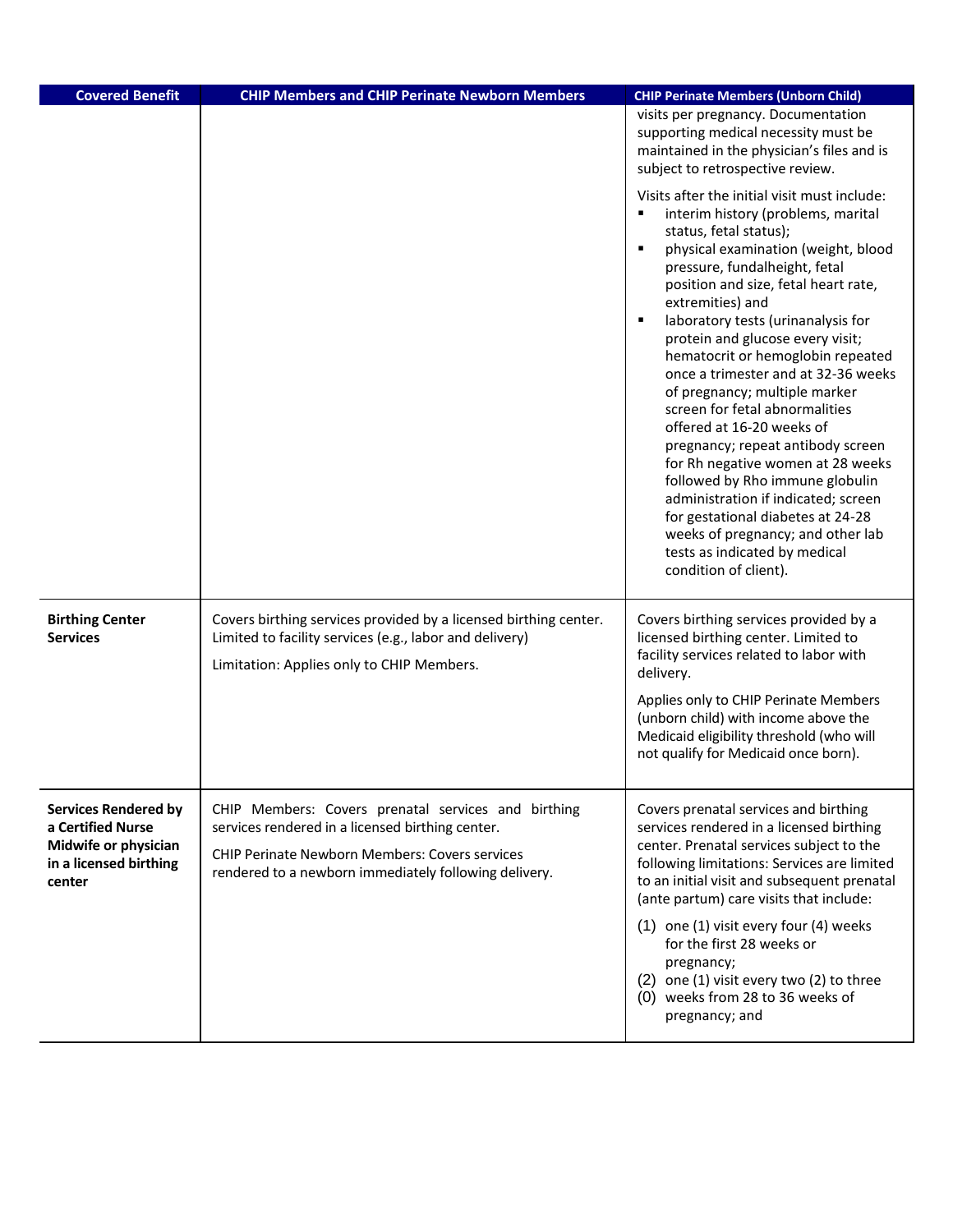| Covered Benefit | CHIP Members and CHIP Perinate Newborn Members | CHIP Perinate Members (Unborn Child) |
|---|---|---|
| | | visits per pregnancy. Documentation supporting medical necessity must be maintained in the physician's files and is subject to retrospective review.<br><br>Visits after the initial visit must include:<br>▪ interim history (problems, marital status, fetal status);<br>▪ physical examination (weight, blood pressure, fundalheight, fetal position and size, fetal heart rate, extremities) and<br>▪ laboratory tests (urinanalysis for protein and glucose every visit; hematocrit or hemoglobin repeated once a trimester and at 32-36 weeks of pregnancy; multiple marker screen for fetal abnormalities offered at 16-20 weeks of pregnancy; repeat antibody screen for Rh negative women at 28 weeks followed by Rho immune globulin administration if indicated; screen for gestational diabetes at 24-28 weeks of pregnancy; and other lab tests as indicated by medical condition of client). |
| **Birthing Center Services** | Covers birthing services provided by a licensed birthing center. Limited to facility services (e.g., labor and delivery)<br><br>Limitation: Applies only to CHIP Members. | Covers birthing services provided by a licensed birthing center. Limited to facility services related to labor with delivery.<br><br>Applies only to CHIP Perinate Members (unborn child) with income above the Medicaid eligibility threshold (who will not qualify for Medicaid once born). |
| **Services Rendered by a Certified Nurse Midwife or physician in a licensed birthing center** | CHIP Members: Covers prenatal services and birthing services rendered in a licensed birthing center.<br><br>CHIP Perinate Newborn Members: Covers services rendered to a newborn immediately following delivery. | Covers prenatal services and birthing services rendered in a licensed birthing center. Prenatal services subject to the following limitations: Services are limited to an initial visit and subsequent prenatal (ante partum) care visits that include:<br><br>(1) one (1) visit every four (4) weeks for the first 28 weeks or pregnancy;<br>(2) one (1) visit every two (2) to three<br>(0) weeks from 28 to 36 weeks of pregnancy; and |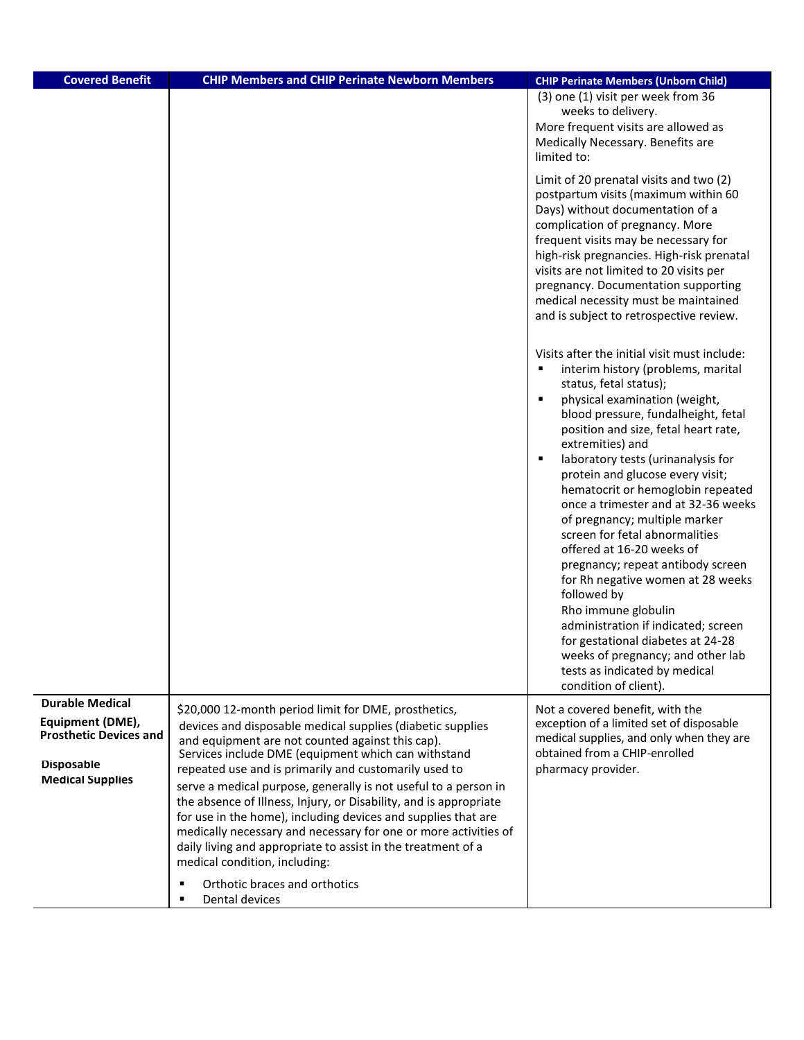| Covered Benefit | CHIP Members and CHIP Perinate Newborn Members | CHIP Perinate Members (Unborn Child) |
|---|---|---|
| | | (3) one (1) visit per week from 36 weeks to delivery.<br>More frequent visits are allowed as Medically Necessary. Benefits are limited to:<br><br>Limit of 20 prenatal visits and two (2) postpartum visits (maximum within 60 Days) without documentation of a complication of pregnancy. More frequent visits may be necessary for high-risk pregnancies. High-risk prenatal visits are not limited to 20 visits per pregnancy. Documentation supporting medical necessity must be maintained and is subject to retrospective review.<br><br>Visits after the initial visit must include:<br>▪ interim history (problems, marital status, fetal status);<br>▪ physical examination (weight, blood pressure, fundalheight, fetal position and size, fetal heart rate, extremities) and<br>▪ laboratory tests (urinanalysis for protein and glucose every visit; hematocrit or hemoglobin repeated once a trimester and at 32-36 weeks of pregnancy; multiple marker screen for fetal abnormalities offered at 16-20 weeks of pregnancy; repeat antibody screen for Rh negative women at 28 weeks followed by Rho immune globulin administration if indicated; screen for gestational diabetes at 24-28 weeks of pregnancy; and other lab tests as indicated by medical condition of client). |
| **Durable Medical Equipment (DME), Prosthetic Devices and Disposable Medical Supplies** | $20,000 12-month period limit for DME, prosthetics, devices and disposable medical supplies (diabetic supplies and equipment are not counted against this cap).<br>Services include DME (equipment which can withstand repeated use and is primarily and customarily used to serve a medical purpose, generally is not useful to a person in the absence of Illness, Injury, or Disability, and is appropriate for use in the home), including devices and supplies that are medically necessary and necessary for one or more activities of daily living and appropriate to assist in the treatment of a medical condition, including:<br>▪ Orthotic braces and orthotics<br>▪ Dental devices | Not a covered benefit, with the exception of a limited set of disposable medical supplies, and only when they are obtained from a CHIP-enrolled pharmacy provider. |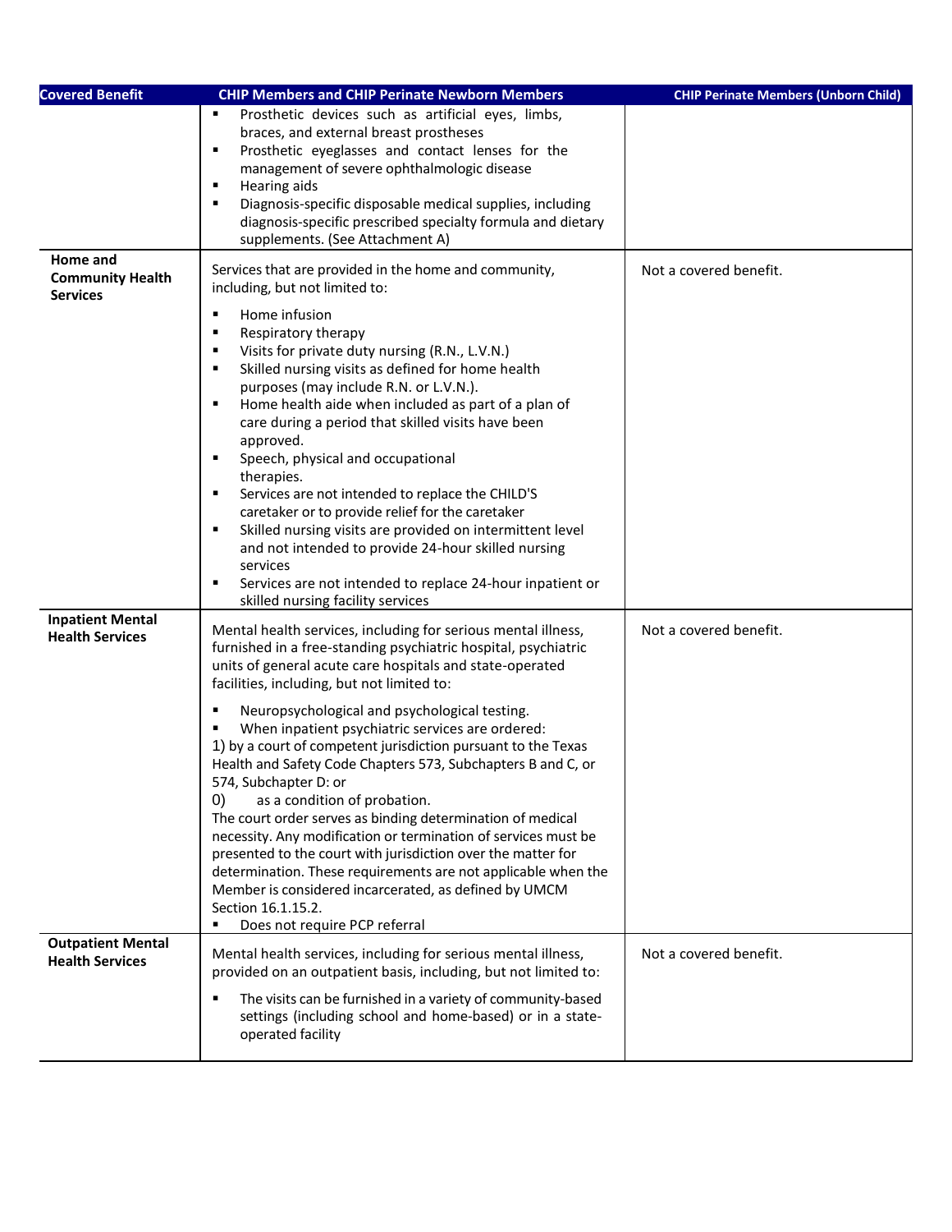| Covered Benefit | CHIP Members and CHIP Perinate Newborn Members | CHIP Perinate Members (Unborn Child) |
|---|---|---|
| | ▪ Prosthetic devices such as artificial eyes, limbs, braces, and external breast prostheses<br>▪ Prosthetic eyeglasses and contact lenses for the management of severe ophthalmologic disease<br>▪ Hearing aids<br>▪ Diagnosis-specific disposable medical supplies, including diagnosis-specific prescribed specialty formula and dietary supplements. (See Attachment A) | |
| **Home and Community Health Services** | Services that are provided in the home and community, including, but not limited to:<br>▪ Home infusion<br>▪ Respiratory therapy<br>▪ Visits for private duty nursing (R.N., L.V.N.)<br>▪ Skilled nursing visits as defined for home health purposes (may include R.N. or L.V.N.).<br>▪ Home health aide when included as part of a plan of care during a period that skilled visits have been approved.<br>▪ Speech, physical and occupational therapies.<br>▪ Services are not intended to replace the CHILD'S caretaker or to provide relief for the caretaker<br>▪ Skilled nursing visits are provided on intermittent level and not intended to provide 24-hour skilled nursing services<br>▪ Services are not intended to replace 24-hour inpatient or skilled nursing facility services | Not a covered benefit. |
| **Inpatient Mental Health Services** | Mental health services, including for serious mental illness, furnished in a free-standing psychiatric hospital, psychiatric units of general acute care hospitals and state-operated facilities, including, but not limited to:<br>▪ Neuropsychological and psychological testing.<br>▪ When inpatient psychiatric services are ordered:<br>1) by a court of competent jurisdiction pursuant to the Texas Health and Safety Code Chapters 573, Subchapters B and C, or 574, Subchapter D: or<br>0) as a condition of probation.<br>The court order serves as binding determination of medical necessity. Any modification or termination of services must be presented to the court with jurisdiction over the matter for determination. These requirements are not applicable when the Member is considered incarcerated, as defined by UMCM Section 16.1.15.2.<br>▪ Does not require PCP referral | Not a covered benefit. |
| **Outpatient Mental Health Services** | Mental health services, including for serious mental illness, provided on an outpatient basis, including, but not limited to:<br>▪ The visits can be furnished in a variety of community-based settings (including school and home-based) or in a state-operated facility | Not a covered benefit. |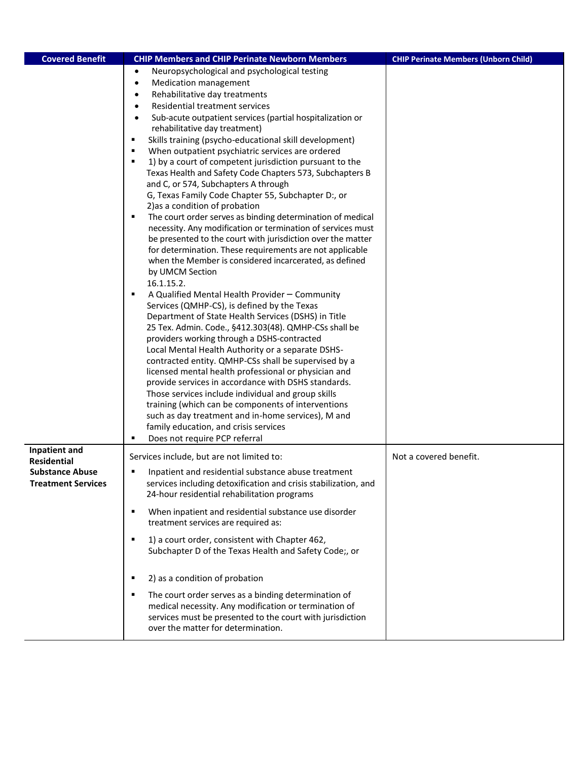| Covered Benefit | CHIP Members and CHIP Perinate Newborn Members | CHIP Perinate Members (Unborn Child) |
|---|---|---|
| | • Neuropsychological and psychological testing<br>• Medication management<br>• Rehabilitative day treatments<br>• Residential treatment services<br>• Sub-acute outpatient services (partial hospitalization or rehabilitative day treatment)<br>▪ Skills training (psycho-educational skill development)<br>▪ When outpatient psychiatric services are ordered<br>▪ 1) by a court of competent jurisdiction pursuant to the Texas Health and Safety Code Chapters 573, Subchapters B and C, or 574, Subchapters A through G, Texas Family Code Chapter 55, Subchapter D:, or 2)as a condition of probation<br>▪ The court order serves as binding determination of medical necessity. Any modification or termination of services must be presented to the court with jurisdiction over the matter for determination. These requirements are not applicable when the Member is considered incarcerated, as defined by UMCM Section 16.1.15.2.<br>▪ A Qualified Mental Health Provider – Community Services (QMHP-CS), is defined by the Texas Department of State Health Services (DSHS) in Title 25 Tex. Admin. Code., §412.303(48). QMHP-CSs shall be providers working through a DSHS-contracted Local Mental Health Authority or a separate DSHS-contracted entity. QMHP-CSs shall be supervised by a licensed mental health professional or physician and provide services in accordance with DSHS standards. Those services include individual and group skills training (which can be components of interventions such as day treatment and in-home services), M and family education, and crisis services<br>▪ Does not require PCP referral | |
| **Inpatient and Residential Substance Abuse Treatment Services** | Services include, but are not limited to:<br>▪ Inpatient and residential substance abuse treatment services including detoxification and crisis stabilization, and 24-hour residential rehabilitation programs<br>▪ When inpatient and residential substance use disorder treatment services are required as:<br>▪ 1) a court order, consistent with Chapter 462, Subchapter D of the Texas Health and Safety Code;, or<br>▪ 2) as a condition of probation<br>▪ The court order serves as a binding determination of medical necessity. Any modification or termination of services must be presented to the court with jurisdiction over the matter for determination. | Not a covered benefit. |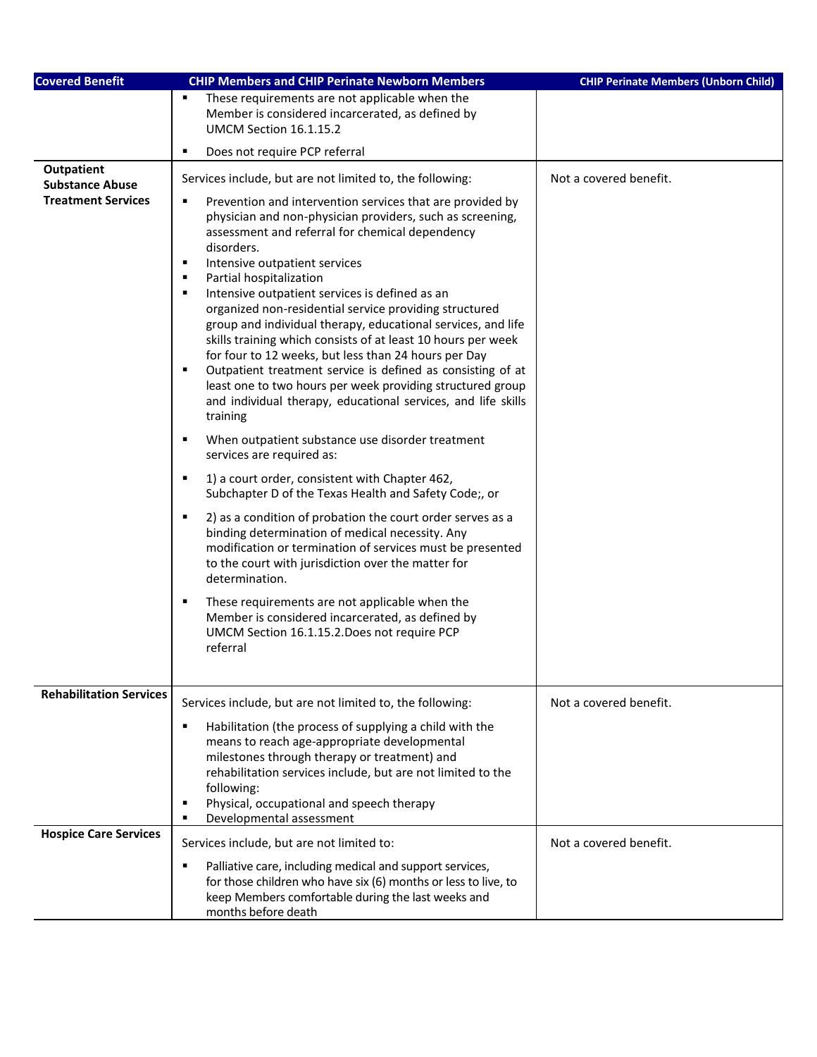| Covered Benefit | CHIP Members and CHIP Perinate Newborn Members | CHIP Perinate Members (Unborn Child) |
|---|---|---|
| | ▪ These requirements are not applicable when the Member is considered incarcerated, as defined by UMCM Section 16.1.15.2<br>▪ Does not require PCP referral | |
| **Outpatient Substance Abuse Treatment Services** | Services include, but are not limited to, the following:<br>▪ Prevention and intervention services that are provided by physician and non-physician providers, such as screening, assessment and referral for chemical dependency disorders.<br>▪ Intensive outpatient services<br>▪ Partial hospitalization<br>▪ Intensive outpatient services is defined as an organized non-residential service providing structured group and individual therapy, educational services, and life skills training which consists of at least 10 hours per week for four to 12 weeks, but less than 24 hours per Day<br>▪ Outpatient treatment service is defined as consisting of at least one to two hours per week providing structured group and individual therapy, educational services, and life skills training<br>▪ When outpatient substance use disorder treatment services are required as:<br>▪ 1) a court order, consistent with Chapter 462, Subchapter D of the Texas Health and Safety Code;, or<br>▪ 2) as a condition of probation the court order serves as a binding determination of medical necessity. Any modification or termination of services must be presented to the court with jurisdiction over the matter for determination.<br>▪ These requirements are not applicable when the Member is considered incarcerated, as defined by UMCM Section 16.1.15.2.Does not require PCP referral | Not a covered benefit. |
| **Rehabilitation Services** | Services include, but are not limited to, the following:<br>▪ Habilitation (the process of supplying a child with the means to reach age-appropriate developmental milestones through therapy or treatment) and rehabilitation services include, but are not limited to the following:<br>▪ Physical, occupational and speech therapy<br>▪ Developmental assessment | Not a covered benefit. |
| **Hospice Care Services** | Services include, but are not limited to:<br>▪ Palliative care, including medical and support services, for those children who have six (6) months or less to live, to keep Members comfortable during the last weeks and months before death | Not a covered benefit. |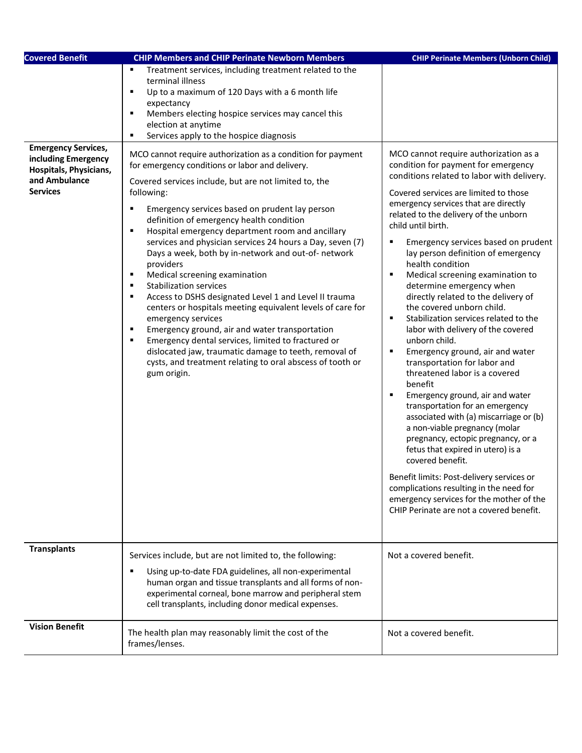| Covered Benefit | CHIP Members and CHIP Perinate Newborn Members | CHIP Perinate Members (Unborn Child) |
|---|---|---|
| | ▪ Treatment services, including treatment related to the terminal illness<br>▪ Up to a maximum of 120 Days with a 6 month life expectancy<br>▪ Members electing hospice services may cancel this election at anytime<br>▪ Services apply to the hospice diagnosis | |
| **Emergency Services, including Emergency Hospitals, Physicians, and Ambulance Services** | MCO cannot require authorization as a condition for payment for emergency conditions or labor and delivery.<br><br>Covered services include, but are not limited to, the following:<br><br>▪ Emergency services based on prudent lay person definition of emergency health condition<br>▪ Hospital emergency department room and ancillary services and physician services 24 hours a Day, seven (7) Days a week, both by in-network and out-of- network providers<br>▪ Medical screening examination<br>▪ Stabilization services<br>▪ Access to DSHS designated Level 1 and Level II trauma centers or hospitals meeting equivalent levels of care for emergency services<br>▪ Emergency ground, air and water transportation<br>▪ Emergency dental services, limited to fractured or dislocated jaw, traumatic damage to teeth, removal of cysts, and treatment relating to oral abscess of tooth or gum origin. | MCO cannot require authorization as a condition for payment for emergency conditions related to labor with delivery.<br><br>Covered services are limited to those emergency services that are directly related to the delivery of the unborn child until birth.<br><br>▪ Emergency services based on prudent lay person definition of emergency health condition<br>▪ Medical screening examination to determine emergency when directly related to the delivery of the covered unborn child.<br>▪ Stabilization services related to the labor with delivery of the covered unborn child.<br>▪ Emergency ground, air and water transportation for labor and threatened labor is a covered benefit<br>▪ Emergency ground, air and water transportation for an emergency associated with (a) miscarriage or (b) a non-viable pregnancy (molar pregnancy, ectopic pregnancy, or a fetus that expired in utero) is a covered benefit.<br><br>Benefit limits: Post-delivery services or complications resulting in the need for emergency services for the mother of the CHIP Perinate are not a covered benefit. |
| **Transplants** | Services include, but are not limited to, the following:<br><br>▪ Using up-to-date FDA guidelines, all non-experimental human organ and tissue transplants and all forms of non-experimental corneal, bone marrow and peripheral stem cell transplants, including donor medical expenses. | Not a covered benefit. |
| **Vision Benefit** | The health plan may reasonably limit the cost of the frames/lenses. | Not a covered benefit. |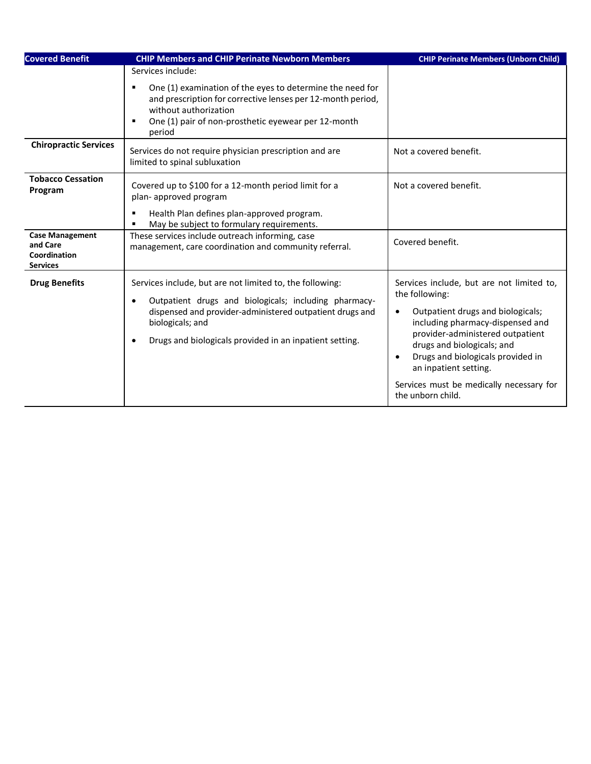| Covered Benefit | CHIP Members and CHIP Perinate Newborn Members | CHIP Perinate Members (Unborn Child) |
|---|---|---|
| | Services include:<br>▪ One (1) examination of the eyes to determine the need for and prescription for corrective lenses per 12-month period, without authorization<br>▪ One (1) pair of non-prosthetic eyewear per 12-month period | |
| **Chiropractic Services** | Services do not require physician prescription and are limited to spinal subluxation | Not a covered benefit. |
| **Tobacco Cessation Program** | Covered up to $100 for a 12-month period limit for a plan- approved program<br>▪ Health Plan defines plan-approved program.<br>▪ May be subject to formulary requirements. | Not a covered benefit. |
| **Case Management and Care Coordination Services** | These services include outreach informing, case management, care coordination and community referral. | Covered benefit. |
| **Drug Benefits** | Services include, but are not limited to, the following:<br>• Outpatient drugs and biologicals; including pharmacy-dispensed and provider-administered outpatient drugs and biologicals; and<br>• Drugs and biologicals provided in an inpatient setting. | Services include, but are not limited to, the following:<br>• Outpatient drugs and biologicals; including pharmacy-dispensed and provider-administered outpatient drugs and biologicals; and<br>• Drugs and biologicals provided in an inpatient setting.<br>Services must be medically necessary for the unborn child. |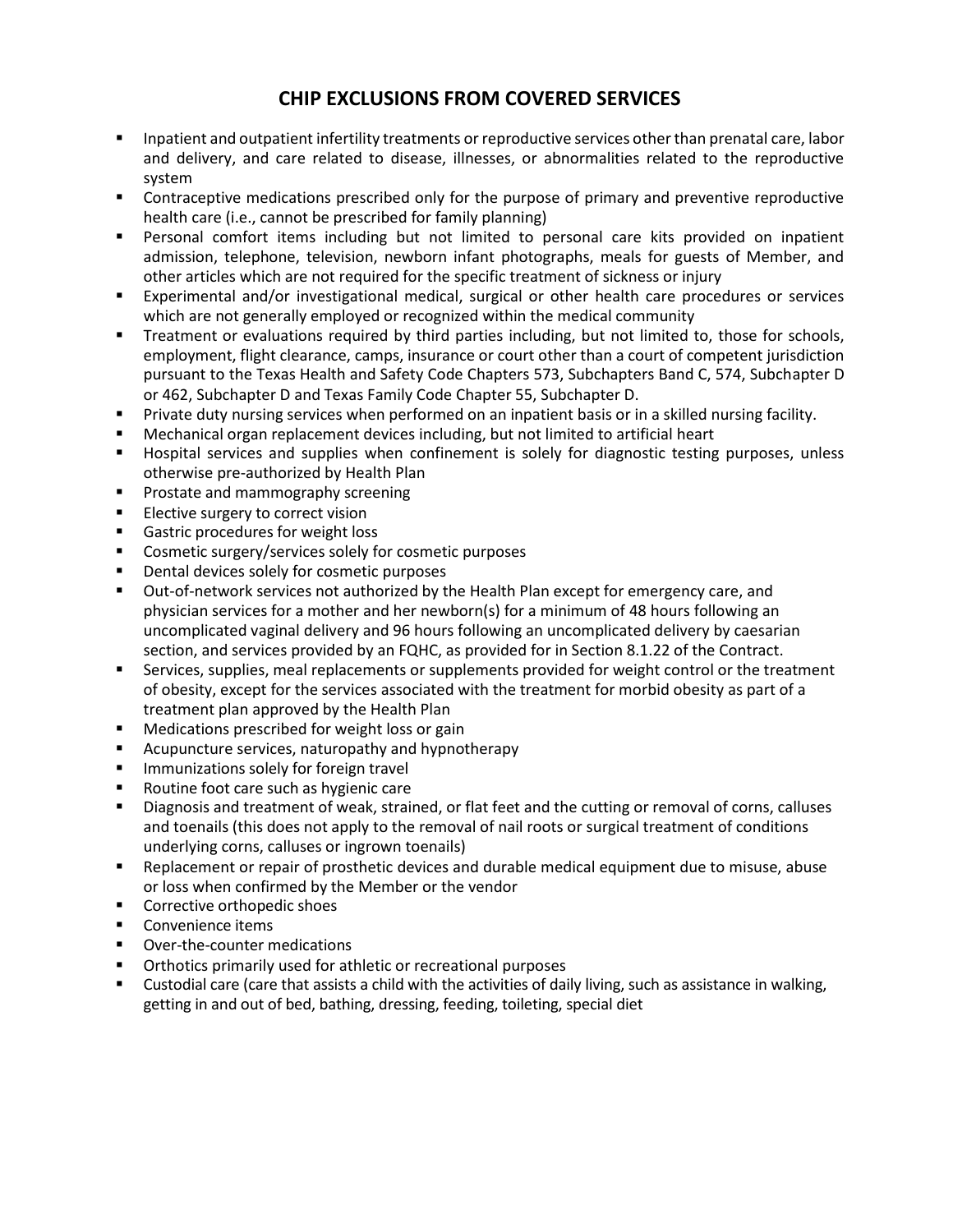# CHIP EXCLUSIONS FROM COVERED SERVICES

- Inpatient and outpatient infertility treatments or reproductive services other than prenatal care, labor and delivery, and care related to disease, illnesses, or abnormalities related to the reproductive system
- Contraceptive medications prescribed only for the purpose of primary and preventive reproductive health care (i.e., cannot be prescribed for family planning)
- Personal comfort items including but not limited to personal care kits provided on inpatient admission, telephone, television, newborn infant photographs, meals for guests of Member, and other articles which are not required for the specific treatment of sickness or injury
- Experimental and/or investigational medical, surgical or other health care procedures or services which are not generally employed or recognized within the medical community
- Treatment or evaluations required by third parties including, but not limited to, those for schools, employment, flight clearance, camps, insurance or court other than a court of competent jurisdiction pursuant to the Texas Health and Safety Code Chapters 573, Subchapters Band C, 574, Subchapter D or 462, Subchapter D and Texas Family Code Chapter 55, Subchapter D.
- Private duty nursing services when performed on an inpatient basis or in a skilled nursing facility.
- Mechanical organ replacement devices including, but not limited to artificial heart
- Hospital services and supplies when confinement is solely for diagnostic testing purposes, unless otherwise pre-authorized by Health Plan
- Prostate and mammography screening
- Elective surgery to correct vision
- Gastric procedures for weight loss
- Cosmetic surgery/services solely for cosmetic purposes
- Dental devices solely for cosmetic purposes
- Out-of-network services not authorized by the Health Plan except for emergency care, and physician services for a mother and her newborn(s) for a minimum of 48 hours following an uncomplicated vaginal delivery and 96 hours following an uncomplicated delivery by caesarian section, and services provided by an FQHC, as provided for in Section 8.1.22 of the Contract.
- Services, supplies, meal replacements or supplements provided for weight control or the treatment of obesity, except for the services associated with the treatment for morbid obesity as part of a treatment plan approved by the Health Plan
- Medications prescribed for weight loss or gain
- Acupuncture services, naturopathy and hypnotherapy
- Immunizations solely for foreign travel
- Routine foot care such as hygienic care
- Diagnosis and treatment of weak, strained, or flat feet and the cutting or removal of corns, calluses and toenails (this does not apply to the removal of nail roots or surgical treatment of conditions underlying corns, calluses or ingrown toenails)
- Replacement or repair of prosthetic devices and durable medical equipment due to misuse, abuse or loss when confirmed by the Member or the vendor
- Corrective orthopedic shoes
- Convenience items
- Over-the-counter medications
- Orthotics primarily used for athletic or recreational purposes
- Custodial care (care that assists a child with the activities of daily living, such as assistance in walking, getting in and out of bed, bathing, dressing, feeding, toileting, special diet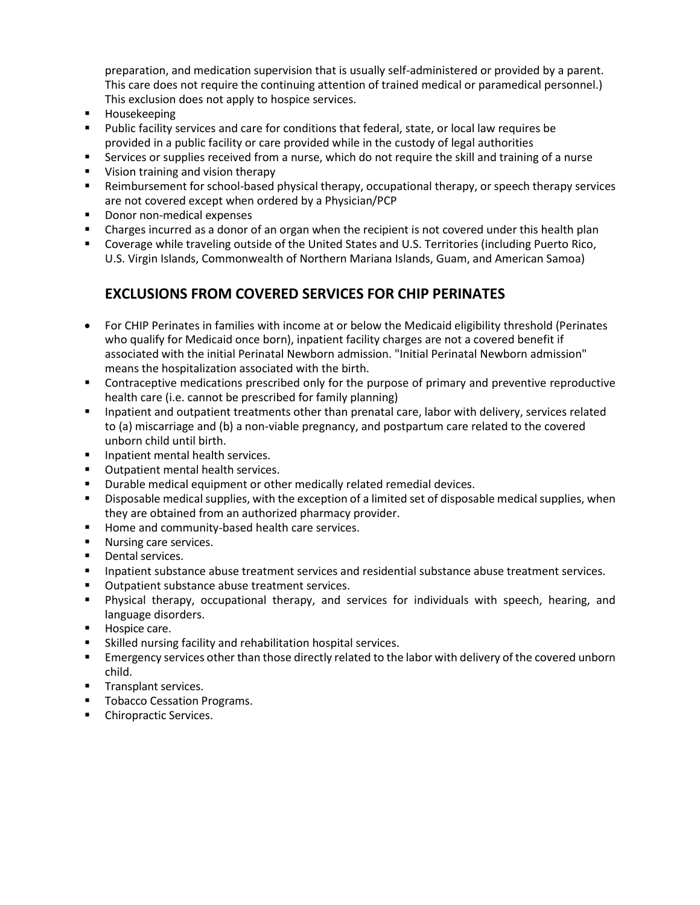preparation, and medication supervision that is usually self-administered or provided by a parent. This care does not require the continuing attention of trained medical or paramedical personnel.) This exclusion does not apply to hospice services.

- Housekeeping
- Public facility services and care for conditions that federal, state, or local law requires be provided in a public facility or care provided while in the custody of legal authorities
- Services or supplies received from a nurse, which do not require the skill and training of a nurse
- Vision training and vision therapy
- Reimbursement for school-based physical therapy, occupational therapy, or speech therapy services are not covered except when ordered by a Physician/PCP
- Donor non-medical expenses
- Charges incurred as a donor of an organ when the recipient is not covered under this health plan
- Coverage while traveling outside of the United States and U.S. Territories (including Puerto Rico, U.S. Virgin Islands, Commonwealth of Northern Mariana Islands, Guam, and American Samoa)

## EXCLUSIONS FROM COVERED SERVICES FOR CHIP PERINATES

- For CHIP Perinates in families with income at or below the Medicaid eligibility threshold (Perinates who qualify for Medicaid once born), inpatient facility charges are not a covered benefit if associated with the initial Perinatal Newborn admission. "Initial Perinatal Newborn admission" means the hospitalization associated with the birth.
- Contraceptive medications prescribed only for the purpose of primary and preventive reproductive health care (i.e. cannot be prescribed for family planning)
- Inpatient and outpatient treatments other than prenatal care, labor with delivery, services related to (a) miscarriage and (b) a non-viable pregnancy, and postpartum care related to the covered unborn child until birth.
- Inpatient mental health services.
- Outpatient mental health services.
- Durable medical equipment or other medically related remedial devices.
- Disposable medical supplies, with the exception of a limited set of disposable medical supplies, when they are obtained from an authorized pharmacy provider.
- Home and community-based health care services.
- Nursing care services.
- Dental services.
- Inpatient substance abuse treatment services and residential substance abuse treatment services.
- Outpatient substance abuse treatment services.
- Physical therapy, occupational therapy, and services for individuals with speech, hearing, and language disorders.
- Hospice care.
- Skilled nursing facility and rehabilitation hospital services.
- Emergency services other than those directly related to the labor with delivery of the covered unborn child.
- Transplant services.
- Tobacco Cessation Programs.
- Chiropractic Services.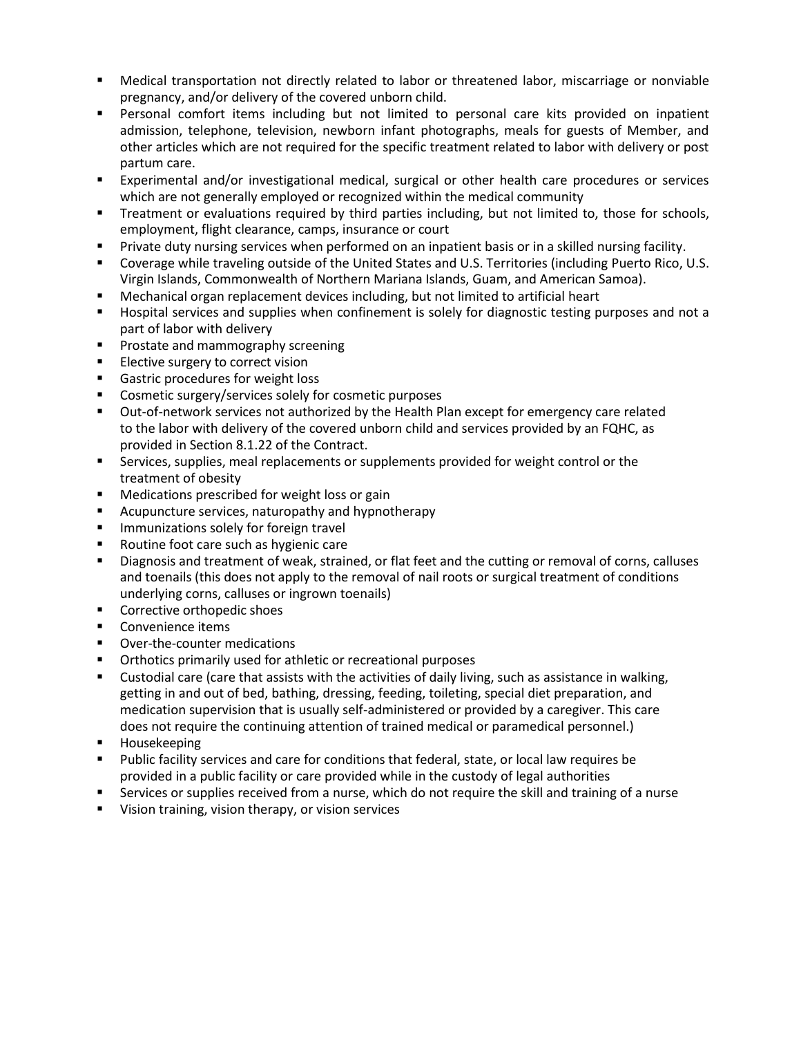- Medical transportation not directly related to labor or threatened labor, miscarriage or nonviable pregnancy, and/or delivery of the covered unborn child.
- Personal comfort items including but not limited to personal care kits provided on inpatient admission, telephone, television, newborn infant photographs, meals for guests of Member, and other articles which are not required for the specific treatment related to labor with delivery or post partum care.
- Experimental and/or investigational medical, surgical or other health care procedures or services which are not generally employed or recognized within the medical community
- Treatment or evaluations required by third parties including, but not limited to, those for schools, employment, flight clearance, camps, insurance or court
- Private duty nursing services when performed on an inpatient basis or in a skilled nursing facility.
- Coverage while traveling outside of the United States and U.S. Territories (including Puerto Rico, U.S. Virgin Islands, Commonwealth of Northern Mariana Islands, Guam, and American Samoa).
- Mechanical organ replacement devices including, but not limited to artificial heart
- Hospital services and supplies when confinement is solely for diagnostic testing purposes and not a part of labor with delivery
- Prostate and mammography screening
- Elective surgery to correct vision
- Gastric procedures for weight loss
- Cosmetic surgery/services solely for cosmetic purposes
- Out-of-network services not authorized by the Health Plan except for emergency care related to the labor with delivery of the covered unborn child and services provided by an FQHC, as provided in Section 8.1.22 of the Contract.
- Services, supplies, meal replacements or supplements provided for weight control or the treatment of obesity
- Medications prescribed for weight loss or gain
- Acupuncture services, naturopathy and hypnotherapy
- Immunizations solely for foreign travel
- Routine foot care such as hygienic care
- Diagnosis and treatment of weak, strained, or flat feet and the cutting or removal of corns, calluses and toenails (this does not apply to the removal of nail roots or surgical treatment of conditions underlying corns, calluses or ingrown toenails)
- Corrective orthopedic shoes
- Convenience items
- Over-the-counter medications
- Orthotics primarily used for athletic or recreational purposes
- Custodial care (care that assists with the activities of daily living, such as assistance in walking, getting in and out of bed, bathing, dressing, feeding, toileting, special diet preparation, and medication supervision that is usually self-administered or provided by a caregiver. This care does not require the continuing attention of trained medical or paramedical personnel.)
- Housekeeping
- Public facility services and care for conditions that federal, state, or local law requires be provided in a public facility or care provided while in the custody of legal authorities
- Services or supplies received from a nurse, which do not require the skill and training of a nurse
- Vision training, vision therapy, or vision services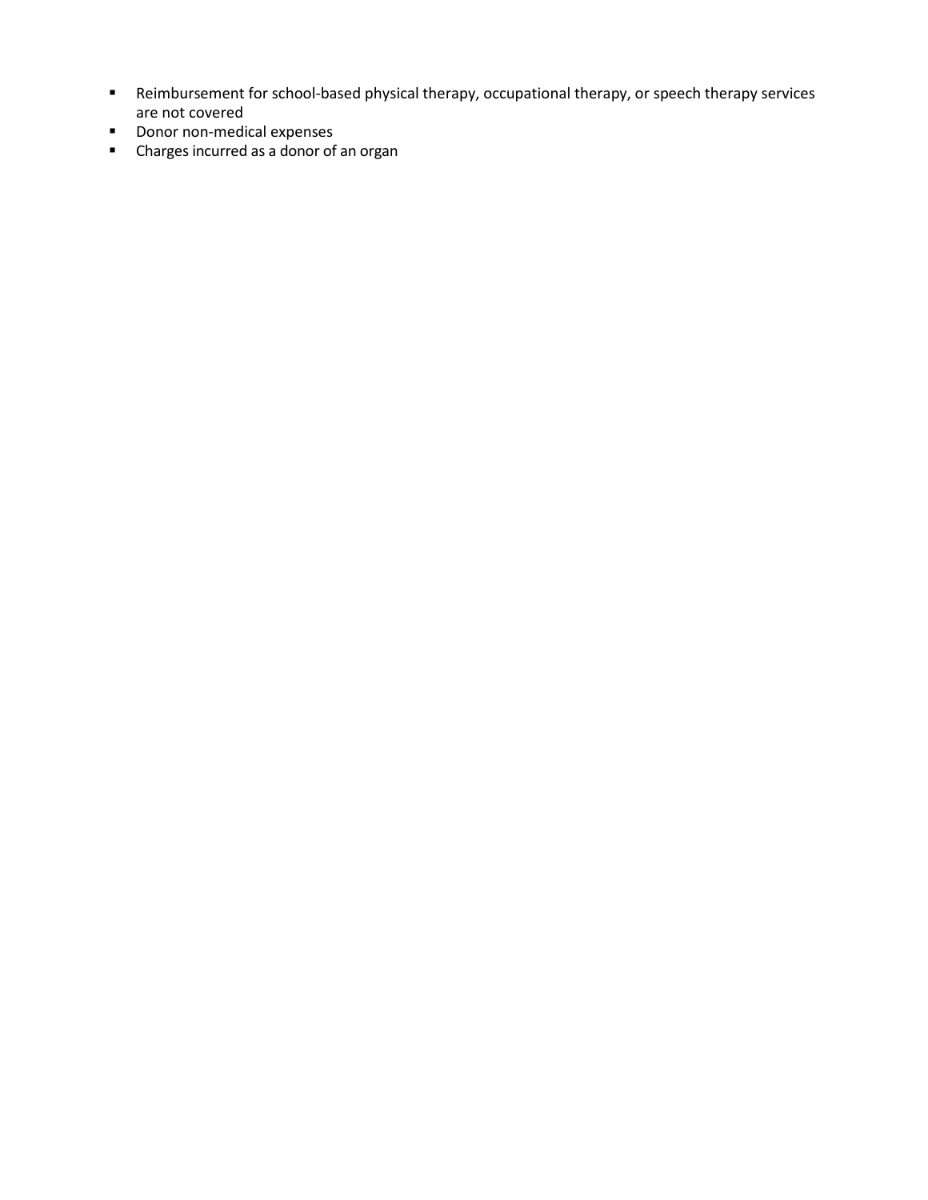- Reimbursement for school-based physical therapy, occupational therapy, or speech therapy services are not covered
- Donor non-medical expenses
- Charges incurred as a donor of an organ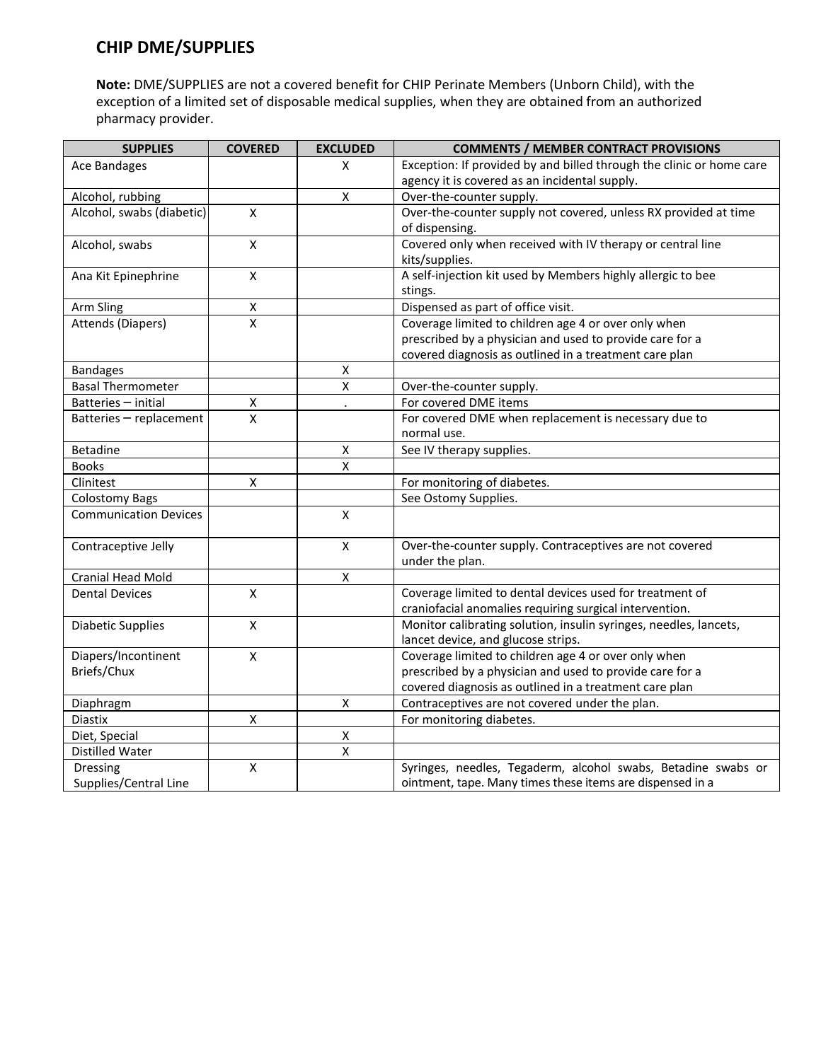## CHIP DME/SUPPLIES

**Note:** DME/SUPPLIES are not a covered benefit for CHIP Perinate Members (Unborn Child), with the exception of a limited set of disposable medical supplies, when they are obtained from an authorized pharmacy provider.

| SUPPLIES | COVERED | EXCLUDED | COMMENTS / MEMBER CONTRACT PROVISIONS |
|---|---|---|---|
| Ace Bandages | | X | Exception: If provided by and billed through the clinic or home care agency it is covered as an incidental supply. |
| Alcohol, rubbing | | X | Over-the-counter supply. |
| Alcohol, swabs (diabetic) | X | | Over-the-counter supply not covered, unless RX provided at time of dispensing. |
| Alcohol, swabs | X | | Covered only when received with IV therapy or central line kits/supplies. |
| Ana Kit Epinephrine | X | | A self-injection kit used by Members highly allergic to bee stings. |
| Arm Sling | X | | Dispensed as part of office visit. |
| Attends (Diapers) | X | | Coverage limited to children age 4 or over only when prescribed by a physician and used to provide care for a covered diagnosis as outlined in a treatment care plan |
| Bandages | | X | |
| Basal Thermometer | | X | Over-the-counter supply. |
| Batteries – initial | X | . | For covered DME items |
| Batteries – replacement | X | | For covered DME when replacement is necessary due to normal use. |
| Betadine | | X | See IV therapy supplies. |
| Books | | X | |
| Clinitest | X | | For monitoring of diabetes. |
| Colostomy Bags | | | See Ostomy Supplies. |
| Communication Devices | | X | |
| Contraceptive Jelly | | X | Over-the-counter supply. Contraceptives are not covered under the plan. |
| Cranial Head Mold | | X | |
| Dental Devices | X | | Coverage limited to dental devices used for treatment of craniofacial anomalies requiring surgical intervention. |
| Diabetic Supplies | X | | Monitor calibrating solution, insulin syringes, needles, lancets, lancet device, and glucose strips. |
| Diapers/Incontinent Briefs/Chux | X | | Coverage limited to children age 4 or over only when prescribed by a physician and used to provide care for a covered diagnosis as outlined in a treatment care plan |
| Diaphragm | | X | Contraceptives are not covered under the plan. |
| Diastix | X | | For monitoring diabetes. |
| Diet, Special | | X | |
| Distilled Water | | X | |
| Dressing Supplies/Central Line | X | | Syringes, needles, Tegaderm, alcohol swabs, Betadine swabs or ointment, tape. Many times these items are dispensed in a |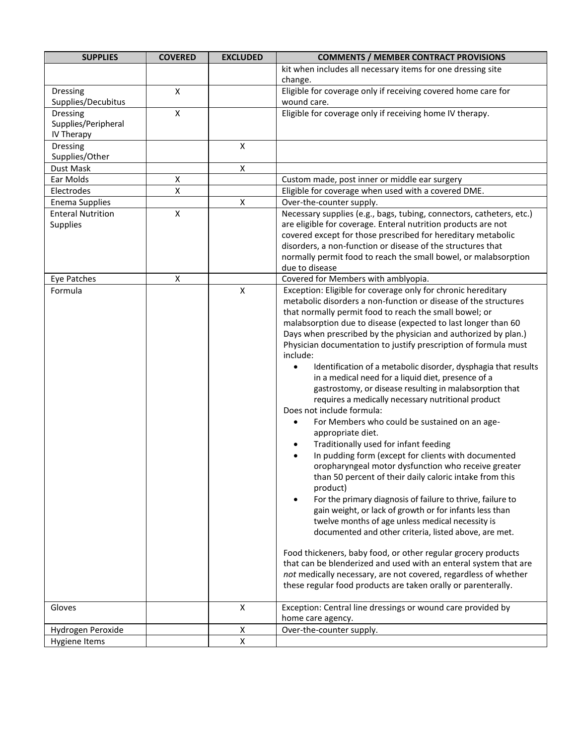| SUPPLIES | COVERED | EXCLUDED | COMMENTS / MEMBER CONTRACT PROVISIONS |
|---|---|---|---|
| | | | kit when includes all necessary items for one dressing site change. |
| Dressing Supplies/Decubitus | X | | Eligible for coverage only if receiving covered home care for wound care. |
| Dressing Supplies/Peripheral IV Therapy | X | | Eligible for coverage only if receiving home IV therapy. |
| Dressing Supplies/Other | | X | |
| Dust Mask | | X | |
| Ear Molds | X | | Custom made, post inner or middle ear surgery |
| Electrodes | X | | Eligible for coverage when used with a covered DME. |
| Enema Supplies | | X | Over-the-counter supply. |
| Enteral Nutrition Supplies | X | | Necessary supplies (e.g., bags, tubing, connectors, catheters, etc.) are eligible for coverage. Enteral nutrition products are not covered except for those prescribed for hereditary metabolic disorders, a non-function or disease of the structures that normally permit food to reach the small bowel, or malabsorption due to disease |
| Eye Patches | X | | Covered for Members with amblyopia. |
| Formula | | X | Exception: Eligible for coverage only for chronic hereditary metabolic disorders a non-function or disease of the structures that normally permit food to reach the small bowel; or malabsorption due to disease (expected to last longer than 60 Days when prescribed by the physician and authorized by plan.) Physician documentation to justify prescription of formula must include:<br>• Identification of a metabolic disorder, dysphagia that results in a medical need for a liquid diet, presence of a gastrostomy, or disease resulting in malabsorption that requires a medically necessary nutritional product<br>Does not include formula:<br>• For Members who could be sustained on an age-appropriate diet.<br>• Traditionally used for infant feeding<br>• In pudding form (except for clients with documented oropharyngeal motor dysfunction who receive greater than 50 percent of their daily caloric intake from this product)<br>• For the primary diagnosis of failure to thrive, failure to gain weight, or lack of growth or for infants less than twelve months of age unless medical necessity is documented and other criteria, listed above, are met.<br><br>Food thickeners, baby food, or other regular grocery products that can be blenderized and used with an enteral system that are *not* medically necessary, are not covered, regardless of whether these regular food products are taken orally or parenterally. |
| Gloves | | X | Exception: Central line dressings or wound care provided by home care agency. |
| Hydrogen Peroxide | | X | Over-the-counter supply. |
| Hygiene Items | | X | |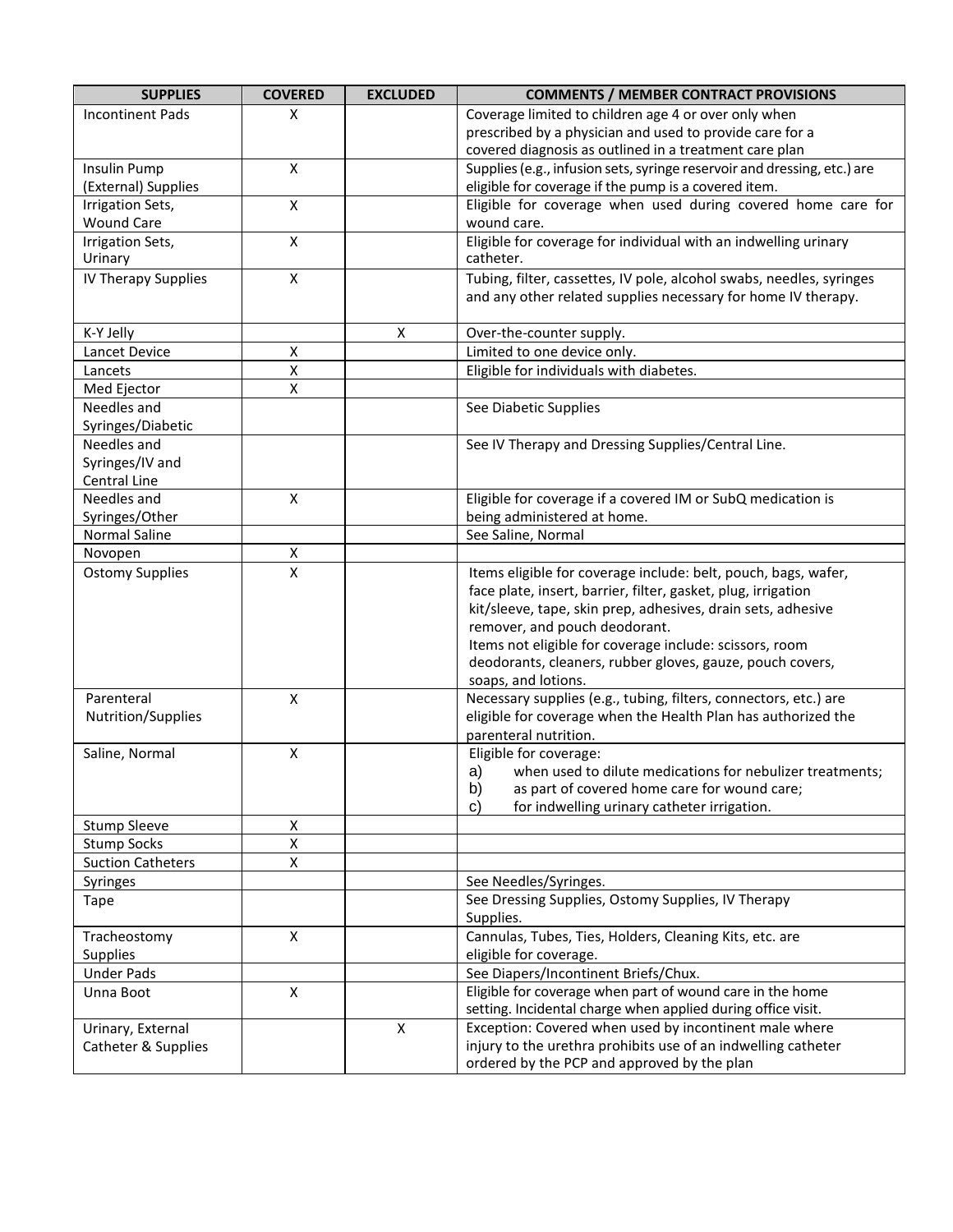| SUPPLIES | COVERED | EXCLUDED | COMMENTS / MEMBER CONTRACT PROVISIONS |
|---|---|---|---|
| Incontinent Pads | X | | Coverage limited to children age 4 or over only when prescribed by a physician and used to provide care for a covered diagnosis as outlined in a treatment care plan |
| Insulin Pump (External) Supplies | X | | Supplies (e.g., infusion sets, syringe reservoir and dressing, etc.) are eligible for coverage if the pump is a covered item. |
| Irrigation Sets, Wound Care | X | | Eligible for coverage when used during covered home care for wound care. |
| Irrigation Sets, Urinary | X | | Eligible for coverage for individual with an indwelling urinary catheter. |
| IV Therapy Supplies | X | | Tubing, filter, cassettes, IV pole, alcohol swabs, needles, syringes and any other related supplies necessary for home IV therapy. |
| K-Y Jelly | | X | Over-the-counter supply. |
| Lancet Device | X | | Limited to one device only. |
| Lancets | X | | Eligible for individuals with diabetes. |
| Med Ejector | X | | |
| Needles and Syringes/Diabetic | | | See Diabetic Supplies |
| Needles and Syringes/IV and Central Line | | | See IV Therapy and Dressing Supplies/Central Line. |
| Needles and Syringes/Other | X | | Eligible for coverage if a covered IM or SubQ medication is being administered at home. |
| Normal Saline | | | See Saline, Normal |
| Novopen | X | | |
| Ostomy Supplies | X | | Items eligible for coverage include: belt, pouch, bags, wafer, face plate, insert, barrier, filter, gasket, plug, irrigation kit/sleeve, tape, skin prep, adhesives, drain sets, adhesive remover, and pouch deodorant.<br>Items not eligible for coverage include: scissors, room deodorants, cleaners, rubber gloves, gauze, pouch covers, soaps, and lotions. |
| Parenteral Nutrition/Supplies | X | | Necessary supplies (e.g., tubing, filters, connectors, etc.) are eligible for coverage when the Health Plan has authorized the parenteral nutrition. |
| Saline, Normal | X | | Eligible for coverage:<br>a) when used to dilute medications for nebulizer treatments;<br>b) as part of covered home care for wound care;<br>c) for indwelling urinary catheter irrigation. |
| Stump Sleeve | X | | |
| Stump Socks | X | | |
| Suction Catheters | X | | |
| Syringes | | | See Needles/Syringes. |
| Tape | | | See Dressing Supplies, Ostomy Supplies, IV Therapy Supplies. |
| Tracheostomy Supplies | X | | Cannulas, Tubes, Ties, Holders, Cleaning Kits, etc. are eligible for coverage. |
| Under Pads | | | See Diapers/Incontinent Briefs/Chux. |
| Unna Boot | X | | Eligible for coverage when part of wound care in the home setting. Incidental charge when applied during office visit. |
| Urinary, External Catheter & Supplies | | X | Exception: Covered when used by incontinent male where injury to the urethra prohibits use of an indwelling catheter ordered by the PCP and approved by the plan |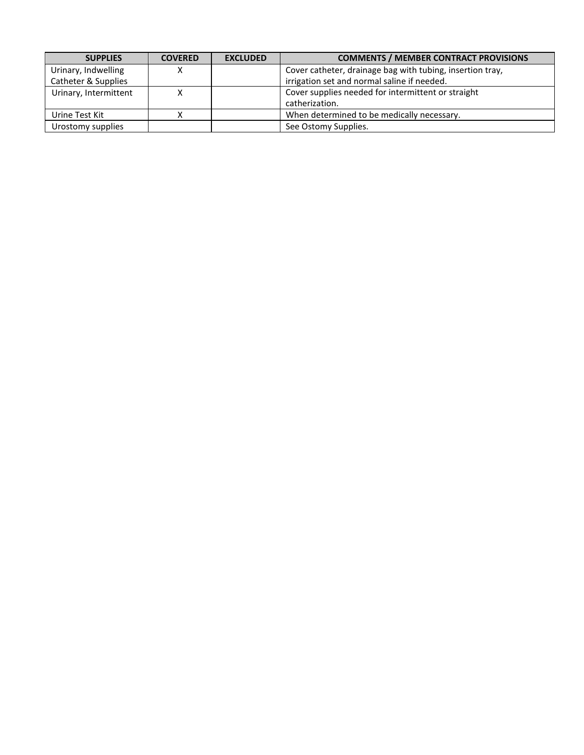| SUPPLIES | COVERED | EXCLUDED | COMMENTS / MEMBER CONTRACT PROVISIONS |
|---|---|---|---|
| Urinary, Indwelling Catheter & Supplies | X | | Cover catheter, drainage bag with tubing, insertion tray, irrigation set and normal saline if needed. |
| Urinary, Intermittent | X | | Cover supplies needed for intermittent or straight catherization. |
| Urine Test Kit | X | | When determined to be medically necessary. |
| Urostomy supplies | | | See Ostomy Supplies. |